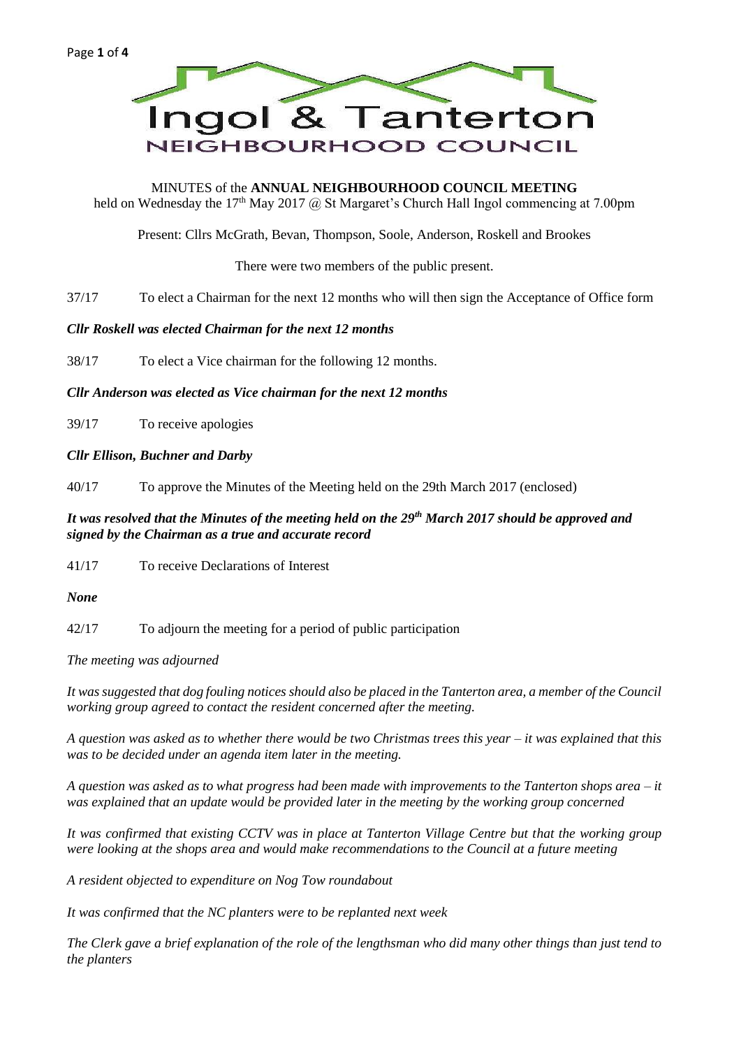# Ingol & Tanterton

## NEIGHBOURHOOD COUNCIL

MINUTES of the **ANNUAL NEIGHBOURHOOD COUNCIL MEETING**
held on Wednesday the 17th May 2017 @ St Margaret's Church Hall Ingol commencing at 7.00pm

Present: Cllrs McGrath, Bevan, Thompson, Soole, Anderson, Roskell and Brookes

There were two members of the public present.

37/17 To elect a Chairman for the next 12 months who will then sign the Acceptance of Office form

***Cllr Roskell was elected Chairman for the next 12 months***

38/17 To elect a Vice chairman for the following 12 months.

***Cllr Anderson was elected as Vice chairman for the next 12 months***

39/17 To receive apologies

***Cllr Ellison, Buchner and Darby***

40/17 To approve the Minutes of the Meeting held on the 29th March 2017 (enclosed)

***It was resolved that the Minutes of the meeting held on the 29th March 2017 should be approved and signed by the Chairman as a true and accurate record***

41/17 To receive Declarations of Interest

***None***

42/17 To adjourn the meeting for a period of public participation

*The meeting was adjourned*

*It was suggested that dog fouling notices should also be placed in the Tanterton area, a member of the Council working group agreed to contact the resident concerned after the meeting.*

*A question was asked as to whether there would be two Christmas trees this year – it was explained that this was to be decided under an agenda item later in the meeting.*

*A question was asked as to what progress had been made with improvements to the Tanterton shops area – it was explained that an update would be provided later in the meeting by the working group concerned*

*It was confirmed that existing CCTV was in place at Tanterton Village Centre but that the working group were looking at the shops area and would make recommendations to the Council at a future meeting*

*A resident objected to expenditure on Nog Tow roundabout*

*It was confirmed that the NC planters were to be replanted next week*

*The Clerk gave a brief explanation of the role of the lengthsman who did many other things than just tend to the planters*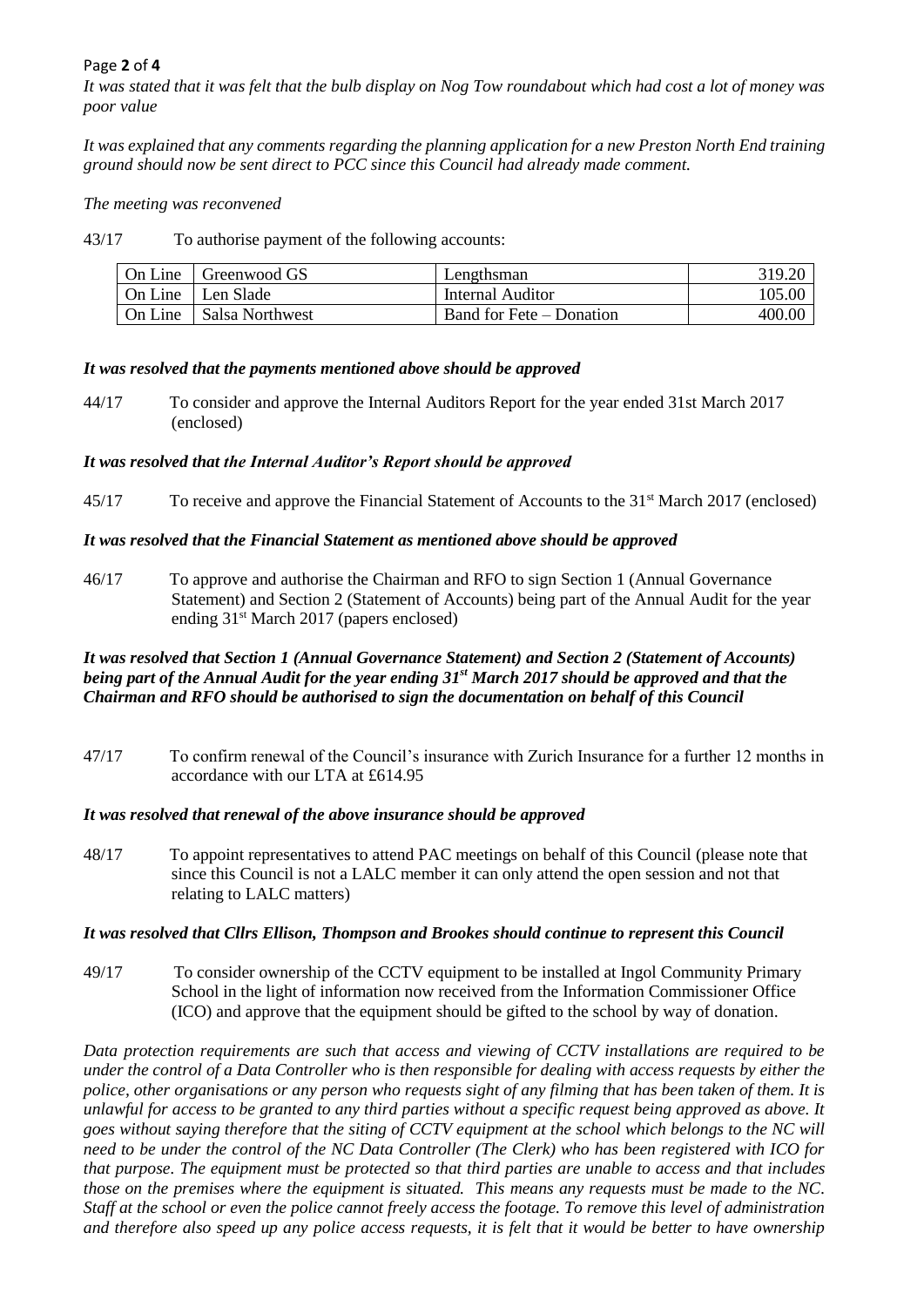*It was stated that it was felt that the bulb display on Nog Tow roundabout which had cost a lot of money was poor value*

*It was explained that any comments regarding the planning application for a new Preston North End training ground should now be sent direct to PCC since this Council had already made comment.*

*The meeting was reconvened*

43/17 To authorise payment of the following accounts:

| | | | |
|---|---|---|---|
| On Line | Greenwood GS | Lengthsman | 319.20 |
| On Line | Len Slade | Internal Auditor | 105.00 |
| On Line | Salsa Northwest | Band for Fete – Donation | 400.00 |

***It was resolved that the payments mentioned above should be approved***

44/17 To consider and approve the Internal Auditors Report for the year ended 31st March 2017 (enclosed)

***It was resolved that the Internal Auditor's Report should be approved***

45/17 To receive and approve the Financial Statement of Accounts to the 31st March 2017 (enclosed)

***It was resolved that the Financial Statement as mentioned above should be approved***

46/17 To approve and authorise the Chairman and RFO to sign Section 1 (Annual Governance Statement) and Section 2 (Statement of Accounts) being part of the Annual Audit for the year ending 31st March 2017 (papers enclosed)

***It was resolved that Section 1 (Annual Governance Statement) and Section 2 (Statement of Accounts) being part of the Annual Audit for the year ending 31st March 2017 should be approved and that the Chairman and RFO should be authorised to sign the documentation on behalf of this Council***

47/17 To confirm renewal of the Council's insurance with Zurich Insurance for a further 12 months in accordance with our LTA at £614.95

***It was resolved that renewal of the above insurance should be approved***

48/17 To appoint representatives to attend PAC meetings on behalf of this Council (please note that since this Council is not a LALC member it can only attend the open session and not that relating to LALC matters)

***It was resolved that Cllrs Ellison, Thompson and Brookes should continue to represent this Council***

49/17 To consider ownership of the CCTV equipment to be installed at Ingol Community Primary School in the light of information now received from the Information Commissioner Office (ICO) and approve that the equipment should be gifted to the school by way of donation.

*Data protection requirements are such that access and viewing of CCTV installations are required to be under the control of a Data Controller who is then responsible for dealing with access requests by either the police, other organisations or any person who requests sight of any filming that has been taken of them. It is unlawful for access to be granted to any third parties without a specific request being approved as above. It goes without saying therefore that the siting of CCTV equipment at the school which belongs to the NC will need to be under the control of the NC Data Controller (The Clerk) who has been registered with ICO for that purpose. The equipment must be protected so that third parties are unable to access and that includes those on the premises where the equipment is situated. This means any requests must be made to the NC. Staff at the school or even the police cannot freely access the footage. To remove this level of administration and therefore also speed up any police access requests, it is felt that it would be better to have ownership*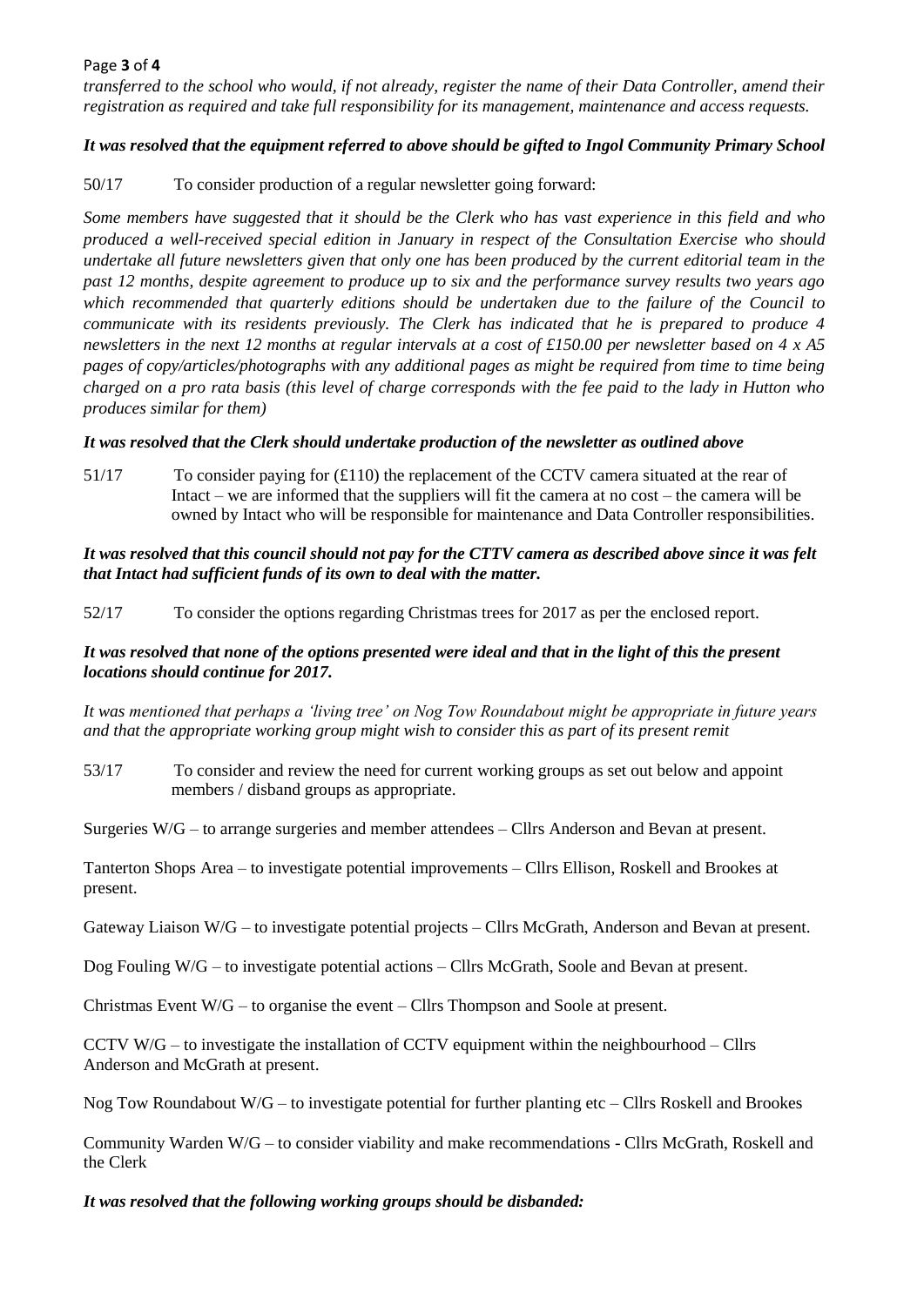*transferred to the school who would, if not already, register the name of their Data Controller, amend their registration as required and take full responsibility for its management, maintenance and access requests.*

***It was resolved that the equipment referred to above should be gifted to Ingol Community Primary School***

50/17 To consider production of a regular newsletter going forward:

*Some members have suggested that it should be the Clerk who has vast experience in this field and who produced a well-received special edition in January in respect of the Consultation Exercise who should undertake all future newsletters given that only one has been produced by the current editorial team in the past 12 months, despite agreement to produce up to six and the performance survey results two years ago which recommended that quarterly editions should be undertaken due to the failure of the Council to communicate with its residents previously. The Clerk has indicated that he is prepared to produce 4 newsletters in the next 12 months at regular intervals at a cost of £150.00 per newsletter based on 4 x A5 pages of copy/articles/photographs with any additional pages as might be required from time to time being charged on a pro rata basis (this level of charge corresponds with the fee paid to the lady in Hutton who produces similar for them)*

***It was resolved that the Clerk should undertake production of the newsletter as outlined above***

51/17 To consider paying for (£110) the replacement of the CCTV camera situated at the rear of Intact – we are informed that the suppliers will fit the camera at no cost – the camera will be owned by Intact who will be responsible for maintenance and Data Controller responsibilities.

***It was resolved that this council should not pay for the CTTV camera as described above since it was felt that Intact had sufficient funds of its own to deal with the matter.***

52/17 To consider the options regarding Christmas trees for 2017 as per the enclosed report.

***It was resolved that none of the options presented were ideal and that in the light of this the present locations should continue for 2017.***

*It was mentioned that perhaps a 'living tree' on Nog Tow Roundabout might be appropriate in future years and that the appropriate working group might wish to consider this as part of its present remit*

53/17 To consider and review the need for current working groups as set out below and appoint members / disband groups as appropriate.

Surgeries W/G – to arrange surgeries and member attendees – Cllrs Anderson and Bevan at present.

Tanterton Shops Area – to investigate potential improvements – Cllrs Ellison, Roskell and Brookes at present.

Gateway Liaison W/G – to investigate potential projects – Cllrs McGrath, Anderson and Bevan at present.

Dog Fouling W/G – to investigate potential actions – Cllrs McGrath, Soole and Bevan at present.

Christmas Event W/G – to organise the event – Cllrs Thompson and Soole at present.

CCTV W/G – to investigate the installation of CCTV equipment within the neighbourhood – Cllrs Anderson and McGrath at present.

Nog Tow Roundabout W/G – to investigate potential for further planting etc – Cllrs Roskell and Brookes

Community Warden W/G – to consider viability and make recommendations - Cllrs McGrath, Roskell and the Clerk

***It was resolved that the following working groups should be disbanded:***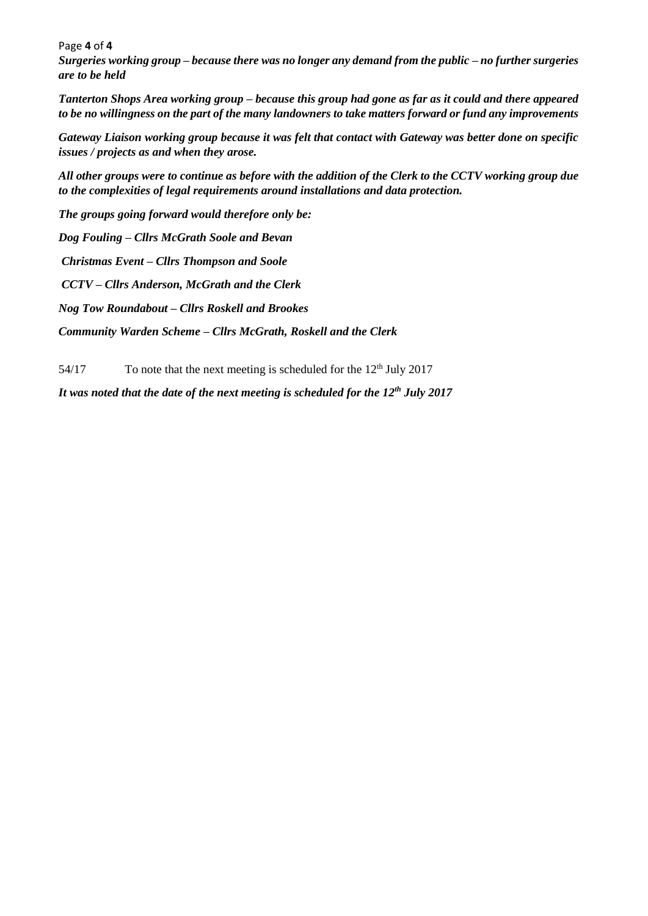***Surgeries working group – because there was no longer any demand from the public – no further surgeries are to be held***

***Tanterton Shops Area working group – because this group had gone as far as it could and there appeared to be no willingness on the part of the many landowners to take matters forward or fund any improvements***

***Gateway Liaison working group because it was felt that contact with Gateway was better done on specific issues / projects as and when they arose.***

***All other groups were to continue as before with the addition of the Clerk to the CCTV working group due to the complexities of legal requirements around installations and data protection.***

***The groups going forward would therefore only be:***

***Dog Fouling – Cllrs McGrath Soole and Bevan***

***Christmas Event – Cllrs Thompson and Soole***

***CCTV – Cllrs Anderson, McGrath and the Clerk***

***Nog Tow Roundabout – Cllrs Roskell and Brookes***

***Community Warden Scheme – Cllrs McGrath, Roskell and the Clerk***

54/17 To note that the next meeting is scheduled for the 12th July 2017

***It was noted that the date of the next meeting is scheduled for the 12th July 2017***